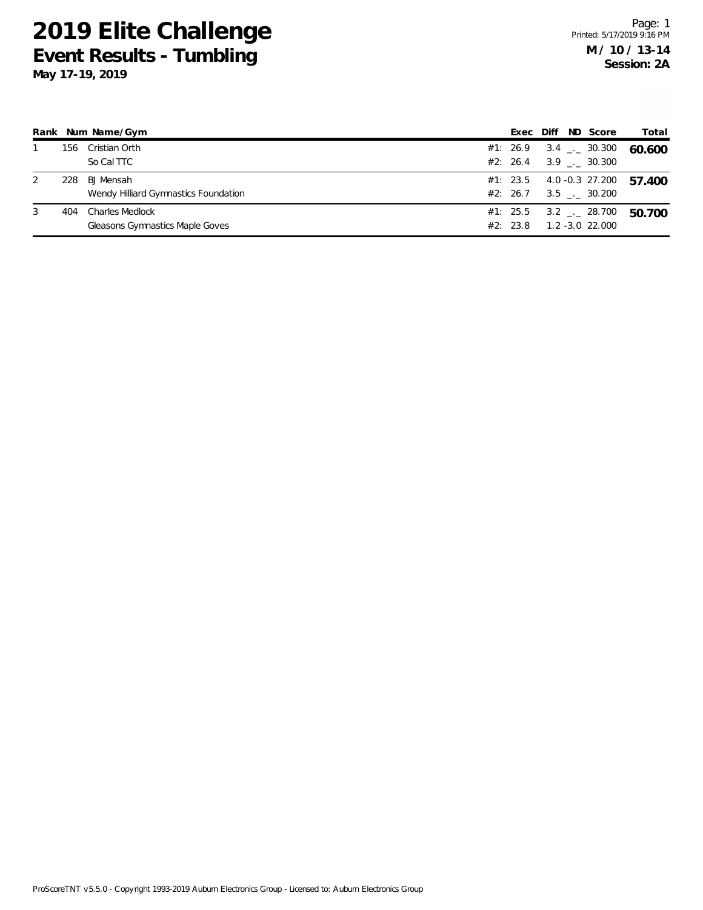# 2019 Elite Challenge

## Event Results - Tumbling

**May 17-19, 2019**

Page: 1
Printed: 5/17/2019 9:16 PM

**M / 10 / 13-14**
**Session: 2A**

| Rank | Num | Name/Gym | | Exec | Diff | ND | Score | Total |
|---|---|---|---|---|---|---|---|---|
| 1 | 156 | Cristian Orth | #1: | 26.9 | 3.4 | _._ | 30.300 | **60.600** |
| | | So Cal TTC | #2: | 26.4 | 3.9 | _._ | 30.300 | |
| 2 | 228 | BJ Mensah | #1: | 23.5 | 4.0 | -0.3 | 27.200 | **57.400** |
| | | Wendy Hilliard Gymnastics Foundation | #2: | 26.7 | 3.5 | _._ | 30.200 | |
| 3 | 404 | Charles Medlock | #1: | 25.5 | 3.2 | _._ | 28.700 | **50.700** |
| | | Gleasons Gymnastics Maple Goves | #2: | 23.8 | 1.2 | -3.0 | 22.000 | |

ProScoreTNT v5.5.0 - Copyright 1993-2019 Auburn Electronics Group - Licensed to: Auburn Electronics Group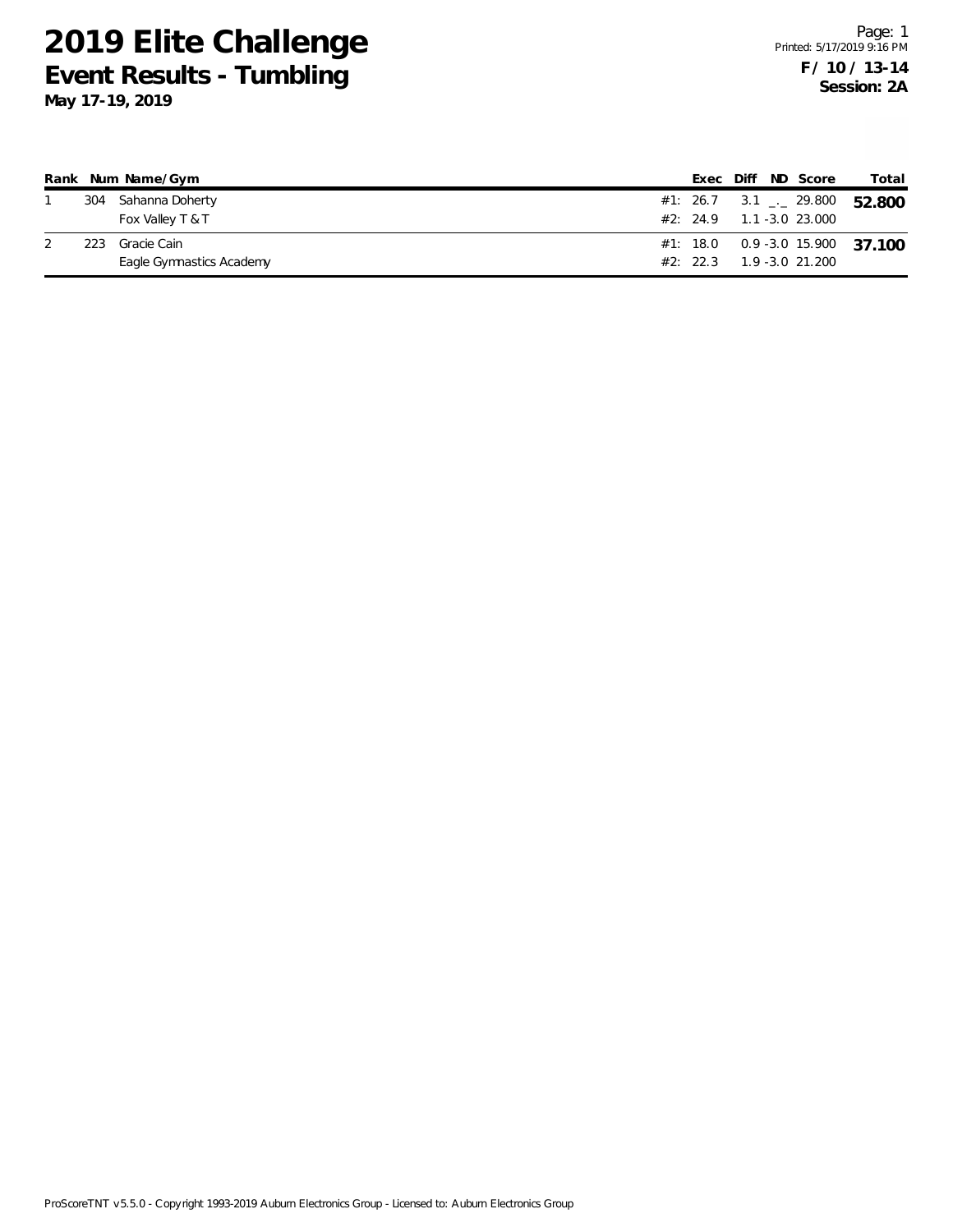# 2019 Elite Challenge

## Event Results - Tumbling

**May 17-19, 2019**

Printed: 5/17/2019 9:16 PM

**F / 10 / 13-14**
**Session: 2A**

| Rank | Num | Name/Gym | | Exec | Diff | ND | Score | Total |
|---|---|---|---|---|---|---|---|---|
| 1 | 304 | Sahanna Doherty | #1: | 26.7 | 3.1 | _._ | 29.800 | **52.800** |
| | | Fox Valley T & T | #2: | 24.9 | 1.1 | -3.0 | 23.000 | |
| 2 | 223 | Gracie Cain | #1: | 18.0 | 0.9 | -3.0 | 15.900 | **37.100** |
| | | Eagle Gymnastics Academy | #2: | 22.3 | 1.9 | -3.0 | 21.200 | |

ProScoreTNT v5.5.0 - Copyright 1993-2019 Auburn Electronics Group - Licensed to: Auburn Electronics Group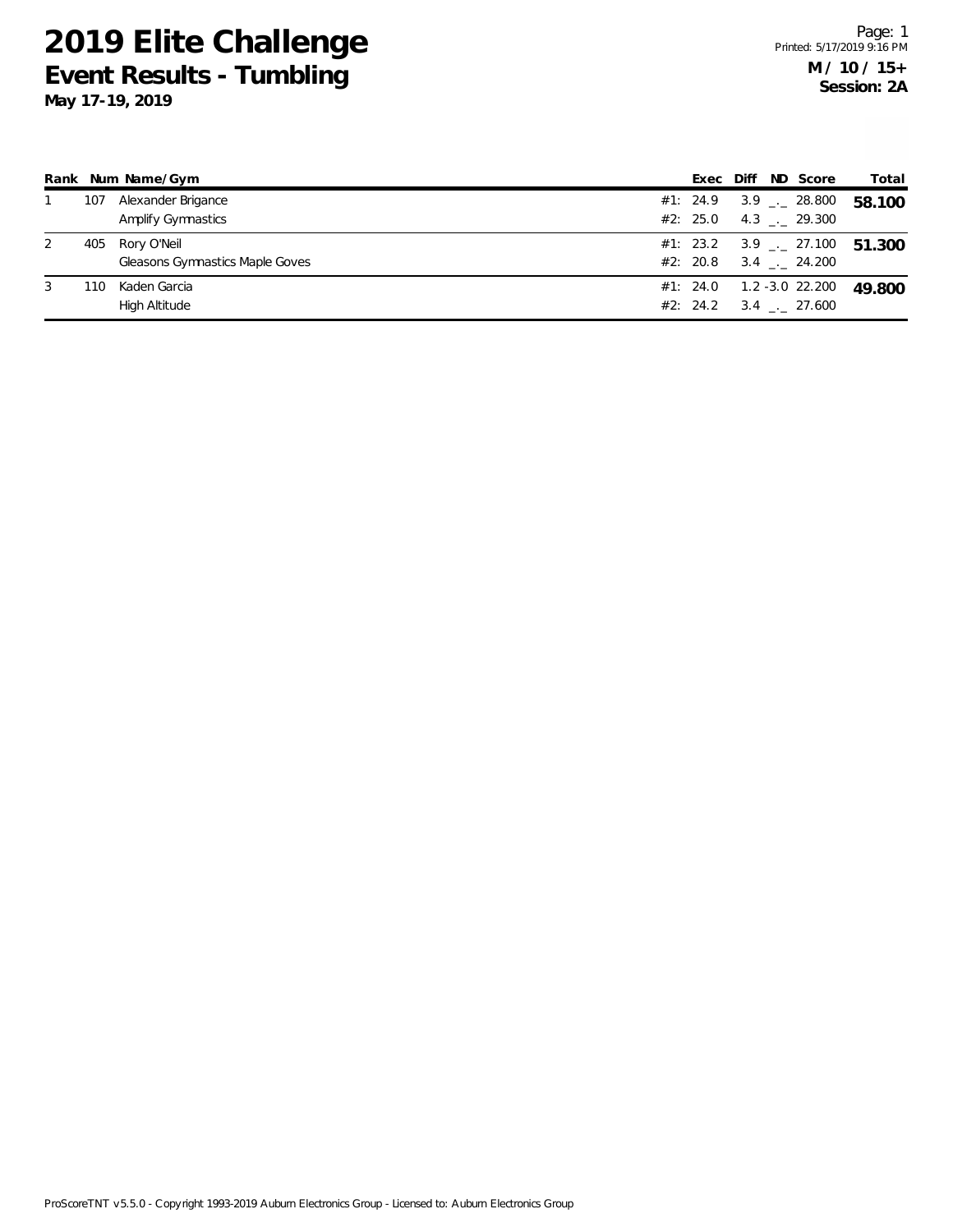# 2019 Elite Challenge

## Event Results - Tumbling

**May 17-19, 2019**

**M / 10 / 15+**
**Session: 2A**

| Rank | Num | Name/Gym | | Exec | Diff | ND | Score | Total |
|---|---|---|---|---|---|---|---|---|
| 1 | 107 | Alexander Brigance | #1: | 24.9 | 3.9 | _._ | 28.800 | **58.100** |
| | | Amplify Gymnastics | #2: | 25.0 | 4.3 | _._ | 29.300 | |
| 2 | 405 | Rory O'Neil | #1: | 23.2 | 3.9 | _._ | 27.100 | **51.300** |
| | | Gleasons Gymnastics Maple Goves | #2: | 20.8 | 3.4 | _._ | 24.200 | |
| 3 | 110 | Kaden Garcia | #1: | 24.0 | 1.2 | -3.0 | 22.200 | **49.800** |
| | | High Altitude | #2: | 24.2 | 3.4 | _._ | 27.600 | |

ProScoreTNT v5.5.0 - Copyright 1993-2019 Auburn Electronics Group - Licensed to: Auburn Electronics Group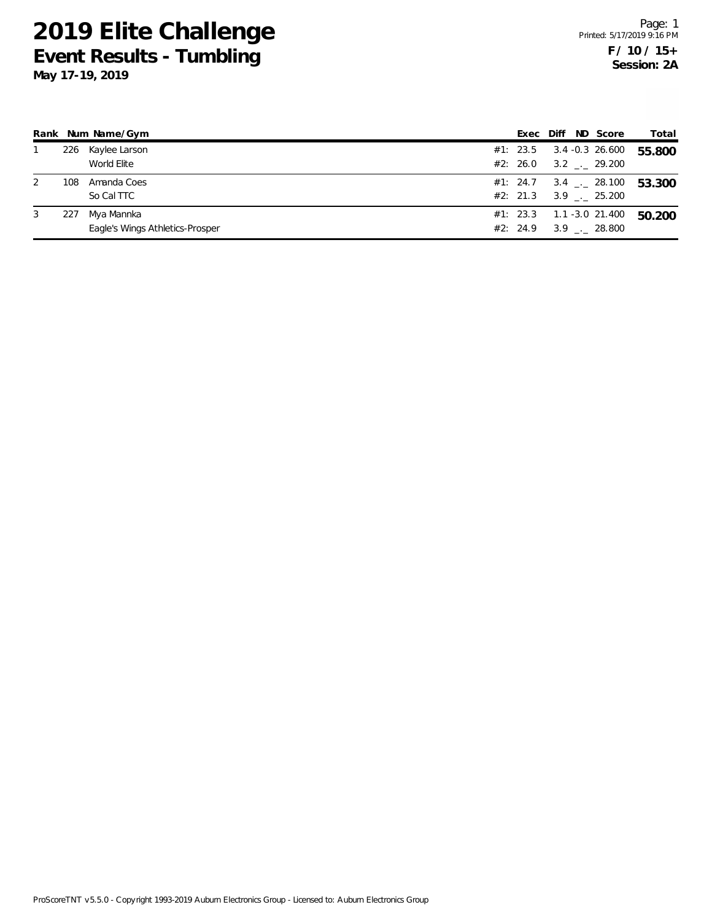# 2019 Elite Challenge

## Event Results - Tumbling

**May 17-19, 2019**

Page: 1
Printed: 5/17/2019 9:16 PM

**F / 10 / 15+**
**Session: 2A**

| Rank | Num | Name/Gym | | Exec | Diff | ND | Score | Total |
|---|---|---|---|---|---|---|---|---|
| 1 | 226 | Kaylee Larson | #1: | 23.5 | 3.4 | -0.3 | 26.600 | **55.800** |
| | | World Elite | #2: | 26.0 | 3.2 | _._ | 29.200 | |
| 2 | 108 | Amanda Coes | #1: | 24.7 | 3.4 | _._ | 28.100 | **53.300** |
| | | So Cal TTC | #2: | 21.3 | 3.9 | _._ | 25.200 | |
| 3 | 227 | Mya Mannka | #1: | 23.3 | 1.1 | -3.0 | 21.400 | **50.200** |
| | | Eagle's Wings Athletics-Prosper | #2: | 24.9 | 3.9 | _._ | 28.800 | |

ProScoreTNT v5.5.0 - Copyright 1993-2019 Auburn Electronics Group - Licensed to: Auburn Electronics Group